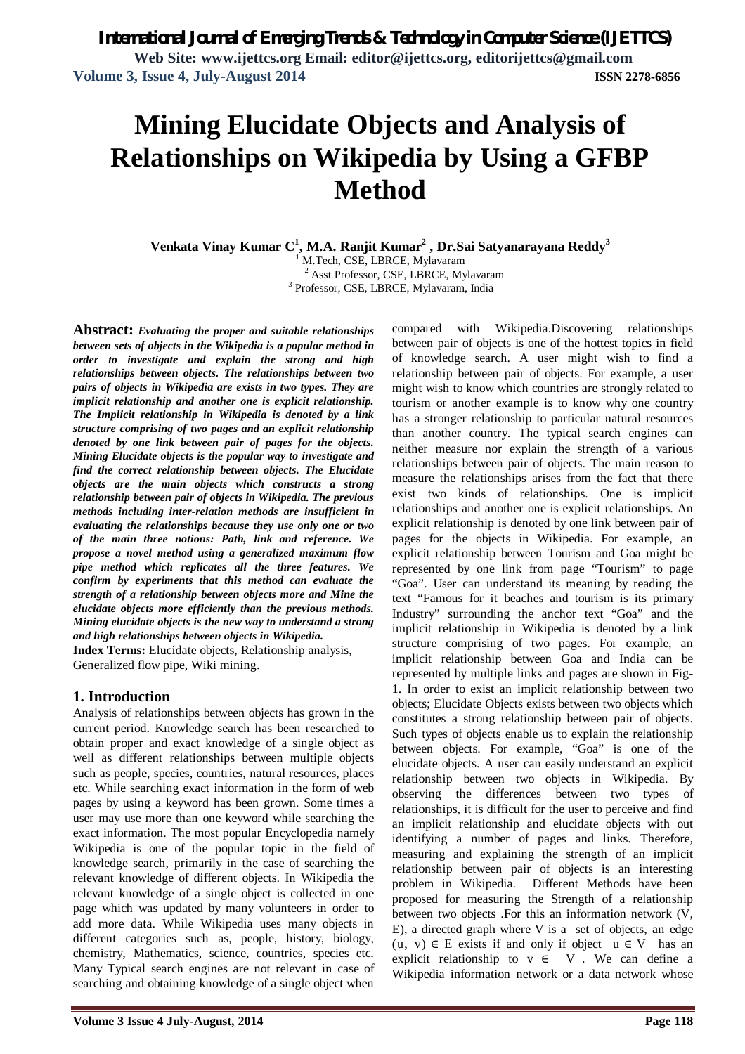# Mining Elucidate Objects and Analysis of Relationships on Wikipedia by Using a GFBP Method

**Venkata Vinay Kumar C[1], M.A. Ranjit Kumar[2] , Dr.Sai Satyanarayana Reddy[3]**

[1] M.Tech, CSE, LBRCE, Mylavaram
[2] Asst Professor, CSE, LBRCE, Mylavaram
[3] Professor, CSE, LBRCE, Mylavaram, India

**Abstract:** ***Evaluating the proper and suitable relationships between sets of objects in the Wikipedia is a popular method in order to investigate and explain the strong and high relationships between objects. The relationships between two pairs of objects in Wikipedia are exists in two types. They are implicit relationship and another one is explicit relationship. The Implicit relationship in Wikipedia is denoted by a link structure comprising of two pages and an explicit relationship denoted by one link between pair of pages for the objects. Mining Elucidate objects is the popular way to investigate and find the correct relationship between objects. The Elucidate objects are the main objects which constructs a strong relationship between pair of objects in Wikipedia. The previous methods including inter-relation methods are insufficient in evaluating the relationships because they use only one or two of the main three notions: Path, link and reference. We propose a novel method using a generalized maximum flow pipe method which replicates all the three features. We confirm by experiments that this method can evaluate the strength of a relationship between objects more and Mine the elucidate objects more efficiently than the previous methods. Mining elucidate objects is the new way to understand a strong and high relationships between objects in Wikipedia.***

**Index Terms:** Elucidate objects, Relationship analysis, Generalized flow pipe, Wiki mining.

## 1. Introduction

Analysis of relationships between objects has grown in the current period. Knowledge search has been researched to obtain proper and exact knowledge of a single object as well as different relationships between multiple objects such as people, species, countries, natural resources, places etc. While searching exact information in the form of web pages by using a keyword has been grown. Some times a user may use more than one keyword while searching the exact information. The most popular Encyclopedia namely Wikipedia is one of the popular topic in the field of knowledge search, primarily in the case of searching the relevant knowledge of different objects. In Wikipedia the relevant knowledge of a single object is collected in one page which was updated by many volunteers in order to add more data. While Wikipedia uses many objects in different categories such as, people, history, biology, chemistry, Mathematics, science, countries, species etc. Many Typical search engines are not relevant in case of searching and obtaining knowledge of a single object when compared with Wikipedia.Discovering relationships between pair of objects is one of the hottest topics in field of knowledge search. A user might wish to find a relationship between pair of objects. For example, a user might wish to know which countries are strongly related to tourism or another example is to know why one country has a stronger relationship to particular natural resources than another country. The typical search engines can neither measure nor explain the strength of a various relationships between pair of objects. The main reason to measure the relationships arises from the fact that there exist two kinds of relationships. One is implicit relationships and another one is explicit relationships. An explicit relationship is denoted by one link between pair of pages for the objects in Wikipedia. For example, an explicit relationship between Tourism and Goa might be represented by one link from page "Tourism" to page "Goa". User can understand its meaning by reading the text "Famous for it beaches and tourism is its primary Industry" surrounding the anchor text "Goa" and the implicit relationship in Wikipedia is denoted by a link structure comprising of two pages. For example, an implicit relationship between Goa and India can be represented by multiple links and pages are shown in Fig-1. In order to exist an implicit relationship between two objects; Elucidate Objects exists between two objects which constitutes a strong relationship between pair of objects. Such types of objects enable us to explain the relationship between objects. For example, "Goa" is one of the elucidate objects. A user can easily understand an explicit relationship between two objects in Wikipedia. By observing the differences between two types of relationships, it is difficult for the user to perceive and find an implicit relationship and elucidate objects with out identifying a number of pages and links. Therefore, measuring and explaining the strength of an implicit relationship between pair of objects is an interesting problem in Wikipedia. Different Methods have been proposed for measuring the Strength of a relationship between two objects .For this an information network (V, E), a directed graph where V is a set of objects, an edge $(u, v) \in E$ exists if and only if object $u \in V$ has an explicit relationship to $v \in V$. We can define a Wikipedia information network or a data network whose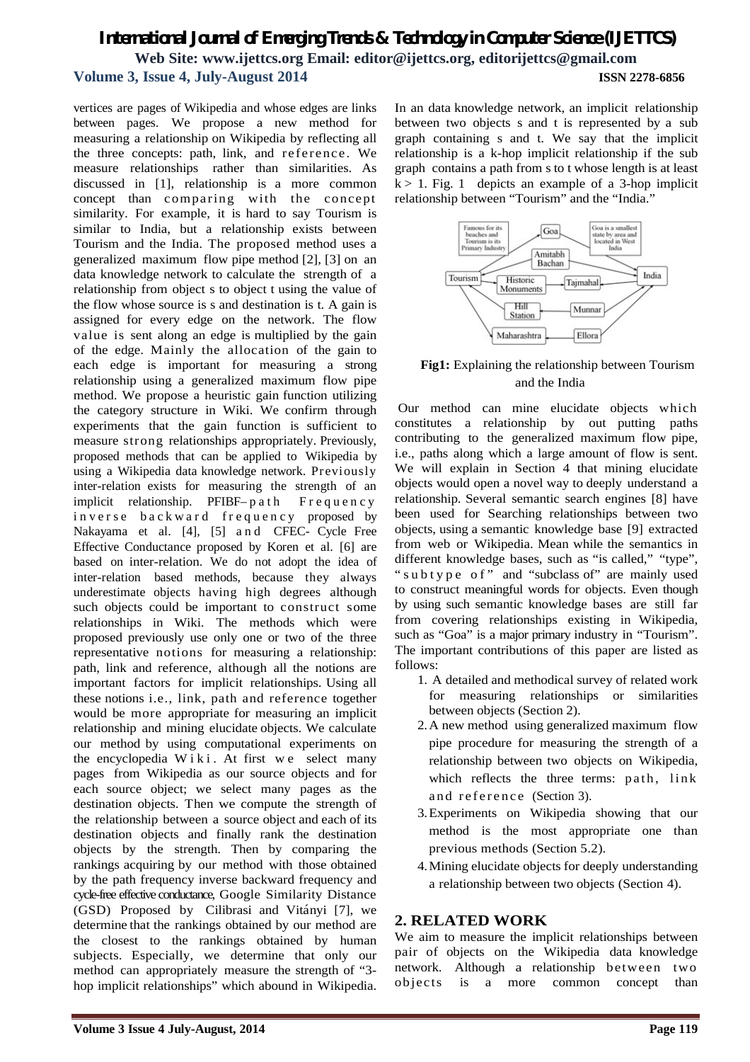vertices are pages of Wikipedia and whose edges are links between pages. We propose a new method for measuring a relationship on Wikipedia by reflecting all the three concepts: path, link, and reference. We measure relationships rather than similarities. As discussed in [1], relationship is a more common concept than comparing with the concept similarity. For example, it is hard to say Tourism is similar to India, but a relationship exists between Tourism and the India. The proposed method uses a generalized maximum flow pipe method [2], [3] on an data knowledge network to calculate the strength of a relationship from object s to object t using the value of the flow whose source is s and destination is t. A gain is assigned for every edge on the network. The flow value is sent along an edge is multiplied by the gain of the edge. Mainly the allocation of the gain to each edge is important for measuring a strong relationship using a generalized maximum flow pipe method. We propose a heuristic gain function utilizing the category structure in Wiki. We confirm through experiments that the gain function is sufficient to measure strong relationships appropriately. Previously, proposed methods that can be applied to Wikipedia by using a Wikipedia data knowledge network. Previously inter-relation exists for measuring the strength of an implicit relationship. PFIBF– path Frequency inverse backward frequency proposed by Nakayama et al. [4], [5] and CFEC- Cycle Free Effective Conductance proposed by Koren et al. [6] are based on inter-relation. We do not adopt the idea of inter-relation based methods, because they always underestimate objects having high degrees although such objects could be important to construct some relationships in Wiki. The methods which were proposed previously use only one or two of the three representative notions for measuring a relationship: path, link and reference, although all the notions are important factors for implicit relationships. Using all these notions i.e., link, path and reference together would be more appropriate for measuring an implicit relationship and mining elucidate objects. We calculate our method by using computational experiments on the encyclopedia Wiki. At first we select many pages from Wikipedia as our source objects and for each source object; we select many pages as the destination objects. Then we compute the strength of the relationship between a source object and each of its destination objects and finally rank the destination objects by the strength. Then by comparing the rankings acquiring by our method with those obtained by the path frequency inverse backward frequency and cycle-free effective conductance, Google Similarity Distance (GSD) Proposed by Cilibrasi and Vitányi [7], we determine that the rankings obtained by our method are the closest to the rankings obtained by human subjects. Especially, we determine that only our method can appropriately measure the strength of "3-hop implicit relationships" which abound in Wikipedia.

In an data knowledge network, an implicit relationship between two objects s and t is represented by a sub graph containing s and t. We say that the implicit relationship is a k-hop implicit relationship if the sub graph contains a path from s to t whose length is at least $k > 1$. Fig. 1 depicts an example of a 3-hop implicit relationship between "Tourism" and the "India."

**Fig1:** Explaining the relationship between Tourism and the India

Our method can mine elucidate objects which constitutes a relationship by out putting paths contributing to the generalized maximum flow pipe, i.e., paths along which a large amount of flow is sent. We will explain in Section 4 that mining elucidate objects would open a novel way to deeply understand a relationship. Several semantic search engines [8] have been used for Searching relationships between two objects, using a semantic knowledge base [9] extracted from web or Wikipedia. Mean while the semantics in different knowledge bases, such as "is called," "type", "subtype of" and "subclass of" are mainly used to construct meaningful words for objects. Even though by using such semantic knowledge bases are still far from covering relationships existing in Wikipedia, such as "Goa" is a major primary industry in "Tourism". The important contributions of this paper are listed as follows:

1. A detailed and methodical survey of related work for measuring relationships or similarities between objects (Section 2).
2. A new method using generalized maximum flow pipe procedure for measuring the strength of a relationship between two objects on Wikipedia, which reflects the three terms: path, link and reference (Section 3).
3. Experiments on Wikipedia showing that our method is the most appropriate one than previous methods (Section 5.2).
4. Mining elucidate objects for deeply understanding a relationship between two objects (Section 4).

## 2. RELATED WORK

We aim to measure the implicit relationships between pair of objects on the Wikipedia data knowledge network. Although a relationship between two objects is a more common concept than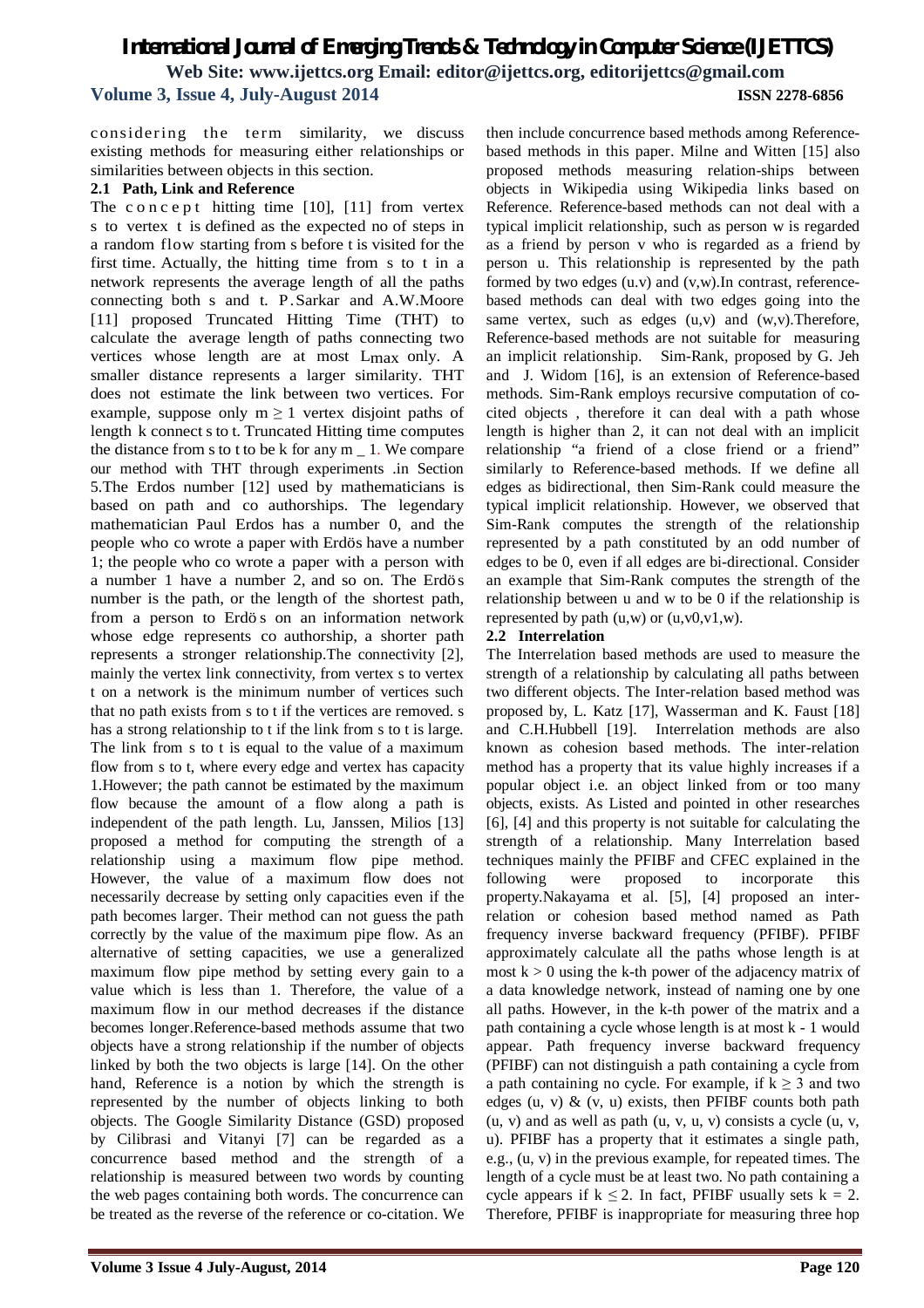considering the term similarity, we discuss existing methods for measuring either relationships or similarities between objects in this section.

### 2.1 Path, Link and Reference

The concept hitting time [10], [11] from vertex s to vertex t is defined as the expected no of steps in a random flow starting from s before t is visited for the first time. Actually, the hitting time from s to t in a network represents the average length of all the paths connecting both s and t. P.Sarkar and A.W.Moore [11] proposed Truncated Hitting Time (THT) to calculate the average length of paths connecting two vertices whose length are at most $L_{max}$ only. A smaller distance represents a larger similarity. THT does not estimate the link between two vertices. For example, suppose only $m \geq 1$ vertex disjoint paths of length k connect s to t. Truncated Hitting time computes the distance from s to t to be k for any m _ 1. We compare our method with THT through experiments .in Section 5.The Erdos number [12] used by mathematicians is based on path and co authorships. The legendary mathematician Paul Erdos has a number 0, and the people who co wrote a paper with Erdös have a number 1; the people who co wrote a paper with a person with a number 1 have a number 2, and so on. The Erdös number is the path, or the length of the shortest path, from a person to Erdös on an information network whose edge represents co authorship, a shorter path represents a stronger relationship.The connectivity [2], mainly the vertex link connectivity, from vertex s to vertex t on a network is the minimum number of vertices such that no path exists from s to t if the vertices are removed. s has a strong relationship to t if the link from s to t is large. The link from s to t is equal to the value of a maximum flow from s to t, where every edge and vertex has capacity 1.However; the path cannot be estimated by the maximum flow because the amount of a flow along a path is independent of the path length. Lu, Janssen, Milios [13] proposed a method for computing the strength of a relationship using a maximum flow pipe method. However, the value of a maximum flow does not necessarily decrease by setting only capacities even if the path becomes larger. Their method can not guess the path correctly by the value of the maximum pipe flow. As an alternative of setting capacities, we use a generalized maximum flow pipe method by setting every gain to a value which is less than 1. Therefore, the value of a maximum flow in our method decreases if the distance becomes longer.Reference-based methods assume that two objects have a strong relationship if the number of objects linked by both the two objects is large [14]. On the other hand, Reference is a notion by which the strength is represented by the number of objects linking to both objects. The Google Similarity Distance (GSD) proposed by Cilibrasi and Vitanyi [7] can be regarded as a concurrence based method and the strength of a relationship is measured between two words by counting the web pages containing both words. The concurrence can be treated as the reverse of the reference or co-citation. We then include concurrence based methods among Reference-based methods in this paper. Milne and Witten [15] also proposed methods measuring relation-ships between objects in Wikipedia using Wikipedia links based on Reference. Reference-based methods can not deal with a typical implicit relationship, such as person w is regarded as a friend by person v who is regarded as a friend by person u. This relationship is represented by the path formed by two edges (u.v) and (v,w).In contrast, reference-based methods can deal with two edges going into the same vertex, such as edges (u,v) and (w,v).Therefore, Reference-based methods are not suitable for measuring an implicit relationship. Sim-Rank, proposed by G. Jeh and J. Widom [16], is an extension of Reference-based methods. Sim-Rank employs recursive computation of co-cited objects , therefore it can deal with a path whose length is higher than 2, it can not deal with an implicit relationship "a friend of a close friend or a friend" similarly to Reference-based methods. If we define all edges as bidirectional, then Sim-Rank could measure the typical implicit relationship. However, we observed that Sim-Rank computes the strength of the relationship represented by a path constituted by an odd number of edges to be 0, even if all edges are bi-directional. Consider an example that Sim-Rank computes the strength of the relationship between u and w to be 0 if the relationship is represented by path (u,w) or (u,v0,v1,w).

### 2.2 Interrelation

The Interrelation based methods are used to measure the strength of a relationship by calculating all paths between two different objects. The Inter-relation based method was proposed by, L. Katz [17], Wasserman and K. Faust [18] and C.H.Hubbell [19]. Interrelation methods are also known as cohesion based methods. The inter-relation method has a property that its value highly increases if a popular object i.e. an object linked from or too many objects, exists. As Listed and pointed in other researches [6], [4] and this property is not suitable for calculating the strength of a relationship. Many Interrelation based techniques mainly the PFIBF and CFEC explained in the following were proposed to incorporate this property.Nakayama et al. [5], [4] proposed an inter-relation or cohesion based method named as Path frequency inverse backward frequency (PFIBF). PFIBF approximately calculate all the paths whose length is at most $k > 0$ using the k-th power of the adjacency matrix of a data knowledge network, instead of naming one by one all paths. However, in the k-th power of the matrix and a path containing a cycle whose length is at most k - 1 would appear. Path frequency inverse backward frequency (PFIBF) can not distinguish a path containing a cycle from a path containing no cycle. For example, if $k \geq 3$ and two edges (u, v) & (v, u) exists, then PFIBF counts both path (u, v) and as well as path (u, v, u, v) consists a cycle (u, v, u). PFIBF has a property that it estimates a single path, e.g., (u, v) in the previous example, for repeated times. The length of a cycle must be at least two. No path containing a cycle appears if $k \leq 2$. In fact, PFIBF usually sets $k = 2$. Therefore, PFIBF is inappropriate for measuring three hop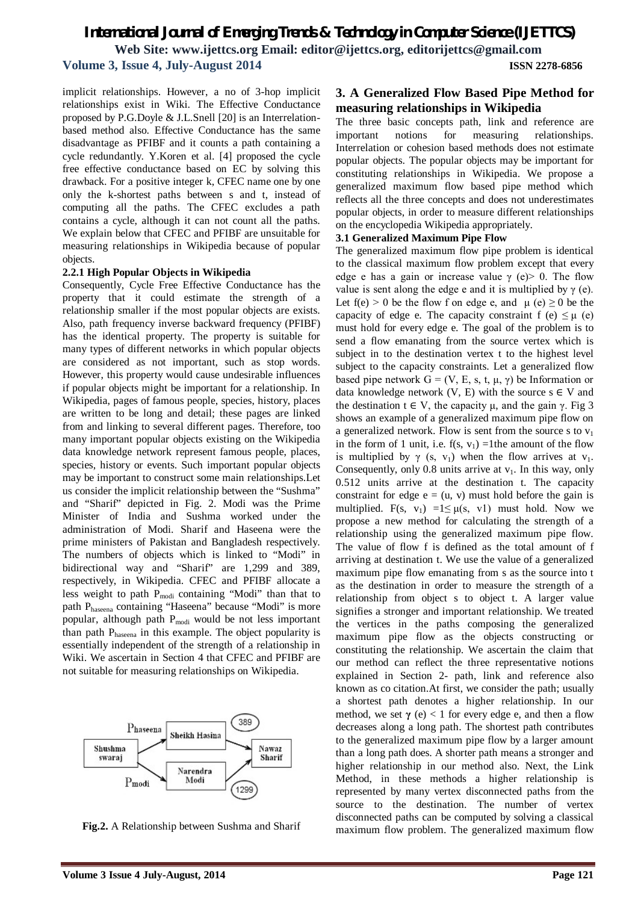implicit relationships. However, a no of 3-hop implicit relationships exist in Wiki. The Effective Conductance proposed by P.G.Doyle & J.L.Snell [20] is an Interrelation-based method also. Effective Conductance has the same disadvantage as PFIBF and it counts a path containing a cycle redundantly. Y.Koren et al. [4] proposed the cycle free effective conductance based on EC by solving this drawback. For a positive integer k, CFEC name one by one only the k-shortest paths between s and t, instead of computing all the paths. The CFEC excludes a path contains a cycle, although it can not count all the paths. We explain below that CFEC and PFIBF are unsuitable for measuring relationships in Wikipedia because of popular objects.

#### 2.2.1 High Popular Objects in Wikipedia

Consequently, Cycle Free Effective Conductance has the property that it could estimate the strength of a relationship smaller if the most popular objects are exists. Also, path frequency inverse backward frequency (PFIBF) has the identical property. The property is suitable for many types of different networks in which popular objects are considered as not important, such as stop words. However, this property would cause undesirable influences if popular objects might be important for a relationship. In Wikipedia, pages of famous people, species, history, places are written to be long and detail; these pages are linked from and linking to several different pages. Therefore, too many important popular objects existing on the Wikipedia data knowledge network represent famous people, places, species, history or events. Such important popular objects may be important to construct some main relationships.Let us consider the implicit relationship between the "Sushma" and "Sharif" depicted in Fig. 2. Modi was the Prime Minister of India and Sushma worked under the administration of Modi. Sharif and Haseena were the prime ministers of Pakistan and Bangladesh respectively. The numbers of objects which is linked to "Modi" in bidirectional way and "Sharif" are 1,299 and 389, respectively, in Wikipedia. CFEC and PFIBF allocate a less weight to path $P_{modi}$ containing "Modi" than that to path $P_{haseena}$ containing "Haseena" because "Modi" is more popular, although path $P_{modi}$ would be not less important than path $P_{haseena}$ in this example. The object popularity is essentially independent of the strength of a relationship in Wiki. We ascertain in Section 4 that CFEC and PFIBF are not suitable for measuring relationships on Wikipedia.

**Fig.2.** A Relationship between Sushma and Sharif

## 3. A Generalized Flow Based Pipe Method for measuring relationships in Wikipedia

The three basic concepts path, link and reference are important notions for measuring relationships. Interrelation or cohesion based methods does not estimate popular objects. The popular objects may be important for constituting relationships in Wikipedia. We propose a generalized maximum flow based pipe method which reflects all the three concepts and does not underestimates popular objects, in order to measure different relationships on the encyclopedia Wikipedia appropriately.

### 3.1 Generalized Maximum Pipe Flow

The generalized maximum flow pipe problem is identical to the classical maximum flow problem except that every edge e has a gain or increase value $\gamma$ (e)> 0. The flow value is sent along the edge e and it is multiplied by $\gamma$ (e). Let f(e) > 0 be the flow f on edge e, and $\mu$ (e) $\geq$ 0 be the capacity of edge e. The capacity constraint f (e) $\leq \mu$ (e) must hold for every edge e. The goal of the problem is to send a flow emanating from the source vertex which is subject in to the destination vertex t to the highest level subject to the capacity constraints. Let a generalized flow based pipe network G = (V, E, s, t, $\mu$, $\gamma$) be Information or data knowledge network (V, E) with the source s $\in$ V and the destination t $\in$ V, the capacity $\mu$, and the gain $\gamma$. Fig 3 shows an example of a generalized maximum pipe flow on a generalized network. Flow is sent from the source s to $v_1$ in the form of 1 unit, i.e. f(s, $v_1$) =1the amount of the flow is multiplied by $\gamma$ (s, $v_1$) when the flow arrives at $v_1$. Consequently, only 0.8 units arrive at $v_1$. In this way, only 0.512 units arrive at the destination t. The capacity constraint for edge e = (u, v) must hold before the gain is multiplied. F(s, $v_1$) =1$\leq \mu$(s, v1) must hold. Now we propose a new method for calculating the strength of a relationship using the generalized maximum pipe flow. The value of flow f is defined as the total amount of f arriving at destination t. We use the value of a generalized maximum pipe flow emanating from s as the source into t as the destination in order to measure the strength of a relationship from object s to object t. A larger value signifies a stronger and important relationship. We treated the vertices in the paths composing the generalized maximum pipe flow as the objects constructing or constituting the relationship. We ascertain the claim that our method can reflect the three representative notions explained in Section 2- path, link and reference also known as co citation.At first, we consider the path; usually a shortest path denotes a higher relationship. In our method, we set $\gamma$ (e) < 1 for every edge e, and then a flow decreases along a long path. The shortest path contributes to the generalized maximum pipe flow by a larger amount than a long path does. A shorter path means a stronger and higher relationship in our method also. Next, the Link Method, in these methods a higher relationship is represented by many vertex disconnected paths from the source to the destination. The number of vertex disconnected paths can be computed by solving a classical maximum flow problem. The generalized maximum flow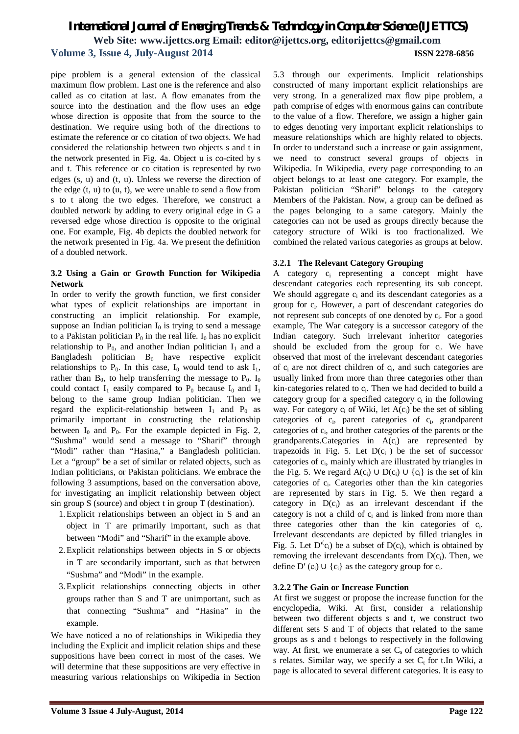pipe problem is a general extension of the classical maximum flow problem. Last one is the reference and also called as co citation at last. A flow emanates from the source into the destination and the flow uses an edge whose direction is opposite that from the source to the destination. We require using both of the directions to estimate the reference or co citation of two objects. We had considered the relationship between two objects s and t in the network presented in Fig. 4a. Object u is co-cited by s and t. This reference or co citation is represented by two edges (s, u) and (t, u). Unless we reverse the direction of the edge (t, u) to (u, t), we were unable to send a flow from s to t along the two edges. Therefore, we construct a doubled network by adding to every original edge in G a reversed edge whose direction is opposite to the original one. For example, Fig. 4b depicts the doubled network for the network presented in Fig. 4a. We present the definition of a doubled network.

### 3.2 Using a Gain or Growth Function for Wikipedia Network

In order to verify the growth function, we first consider what types of explicit relationships are important in constructing an implicit relationship. For example, suppose an Indian politician $I_0$ is trying to send a message to a Pakistan politician $P_0$ in the real life. $I_0$ has no explicit relationship to $P_0$, and another Indian politician $I_1$ and a Bangladesh politician $B_0$ have respective explicit relationships to $P_0$. In this case, $I_0$ would tend to ask $I_1$, rather than $B_0$, to help transferring the message to $P_0$. $I_0$ could contact $I_1$ easily compared to $P_0$ because $I_0$ and $I_1$ belong to the same group Indian politician. Then we regard the explicit-relationship between $I_1$ and $P_0$ as primarily important in constructing the relationship between $I_0$ and $P_0$. For the example depicted in Fig. 2, "Sushma" would send a message to "Sharif" through "Modi" rather than "Hasina," a Bangladesh politician. Let a "group" be a set of similar or related objects, such as Indian politicians, or Pakistan politicians. We embrace the following 3 assumptions, based on the conversation above, for investigating an implicit relationship between object sin group S (source) and object t in group T (destination).

1. Explicit relationships between an object in S and an object in T are primarily important, such as that between "Modi" and "Sharif" in the example above.
2. Explicit relationships between objects in S or objects in T are secondarily important, such as that between "Sushma" and "Modi" in the example.
3. Explicit relationships connecting objects in other groups rather than S and T are unimportant, such as that connecting "Sushma" and "Hasina" in the example.

We have noticed a no of relationships in Wikipedia they including the Explicit and implicit relation ships and these suppositions have been correct in most of the cases. We will determine that these suppositions are very effective in measuring various relationships on Wikipedia in Section 5.3 through our experiments. Implicit relationships constructed of many important explicit relationships are very strong. In a generalized max flow pipe problem, a path comprise of edges with enormous gains can contribute to the value of a flow. Therefore, we assign a higher gain to edges denoting very important explicit relationships to measure relationships which are highly related to objects. In order to understand such a increase or gain assignment, we need to construct several groups of objects in Wikipedia. In Wikipedia, every page corresponding to an object belongs to at least one category. For example, the Pakistan politician "Sharif" belongs to the category Members of the Pakistan. Now, a group can be defined as the pages belonging to a same category. Mainly the categories can not be used as groups directly because the category structure of Wiki is too fractionalized. We combined the related various categories as groups at below.

#### 3.2.1 The Relevant Category Grouping

A category $c_i$ representing a concept might have descendant categories each representing its sub concept. We should aggregate $c_i$ and its descendant categories as a group for $c_i$. However, a part of descendant categories do not represent sub concepts of one denoted by $c_i$. For a good example, The War category is a successor category of the Indian category. Such irrelevant inheritor categories should be excluded from the group for $c_i$. We have observed that most of the irrelevant descendant categories of $c_i$ are not direct children of $c_i$, and such categories are usually linked from more than three categories other than kin-categories related to $c_i$. Then we had decided to build a category group for a specified category $c_i$ in the following way. For category $c_i$ of Wiki, let $A(c_i)$ be the set of sibling categories of $c_i$, parent categories of $c_i$, grandparent categories of $c_i$, and brother categories of the parents or the grandparents.Categories in $A(c_i)$ are represented by trapezoids in Fig. 5. Let $D(c_i)$ be the set of successor categories of $c_i$, mainly which are illustrated by triangles in the Fig. 5. We regard $A(c_i) \cup D(c_i) \cup \{c_i\}$ is the set of kin categories of $c_i$. Categories other than the kin categories are represented by stars in Fig. 5. We then regard a category in $D(c_i)$ as an irrelevant descendant if the category is not a child of $c_i$ and is linked from more than three categories other than the kin categories of $c_i$. Irrelevant descendants are depicted by filled triangles in Fig. 5. Let $D'(c_i)$ be a subset of $D(c_i)$, which is obtained by removing the irrelevant descendants from $D(c_i)$. Then, we define $D'(c_i) \cup \{c_i\}$ as the category group for $c_i$.

#### 3.2.2 The Gain or Increase Function

At first we suggest or propose the increase function for the encyclopedia, Wiki. At first, consider a relationship between two different objects s and t, we construct two different sets S and T of objects that related to the same groups as s and t belongs to respectively in the following way. At first, we enumerate a set $C_s$ of categories to which s relates. Similar way, we specify a set $C_t$ for t.In Wiki, a page is allocated to several different categories. It is easy to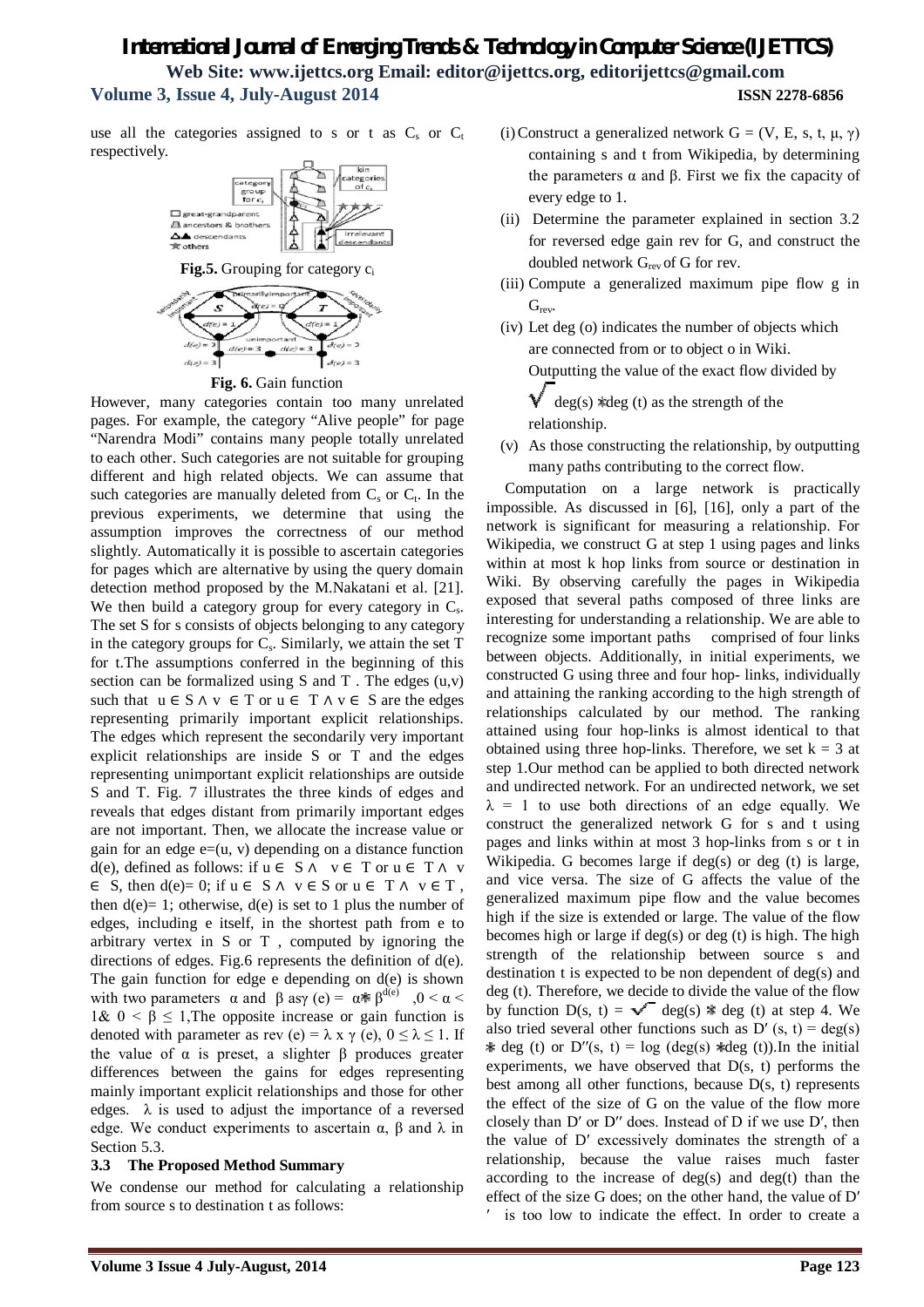use all the categories assigned to s or t as $C_s$ or $C_t$ respectively.

**Fig.5.** Grouping for category $c_i$

**Fig. 6.** Gain function

However, many categories contain too many unrelated pages. For example, the category "Alive people" for page "Narendra Modi" contains many people totally unrelated to each other. Such categories are not suitable for grouping different and high related objects. We can assume that such categories are manually deleted from $C_s$ or $C_t$. In the previous experiments, we determine that using the assumption improves the correctness of our method slightly. Automatically it is possible to ascertain categories for pages which are alternative by using the query domain detection method proposed by the M.Nakatani et al. [21]. We then build a category group for every category in $C_s$. The set S for s consists of objects belonging to any category in the category groups for $C_s$. Similarly, we attain the set T for t.The assumptions conferred in the beginning of this section can be formalized using S and T . The edges (u,v) such that $u \in S \wedge v \in T$ or $u \in T \wedge v \in S$ are the edges representing primarily important explicit relationships. The edges which represent the secondarily very important explicit relationships are inside S or T and the edges representing unimportant explicit relationships are outside S and T. Fig. 7 illustrates the three kinds of edges and reveals that edges distant from primarily important edges are not important. Then, we allocate the increase value or gain for an edge e=(u, v) depending on a distance function d(e), defined as follows: if $u \in S \wedge v \in T$ or $u \in T \wedge v \in S$, then d(e)= 0; if $u \in S \wedge v \in S$ or $u \in T \wedge v \in T$ , then d(e)= 1; otherwise, d(e) is set to 1 plus the number of edges, including e itself, in the shortest path from e to arbitrary vertex in S or T , computed by ignoring the directions of edges. Fig.6 represents the definition of d(e). The gain function for edge e depending on d(e) is shown with two parameters α and β as $\gamma(e) = \alpha * \beta^{d(e)}$ , $0 < \alpha < 1$ & $0 < \beta \leq 1$, The opposite increase or gain function is denoted with parameter as $rev(e) = \lambda \times \gamma(e)$, $0 \leq \lambda \leq 1$. If the value of α is preset, a slighter β produces greater differences between the gains for edges representing mainly important explicit relationships and those for other edges. λ is used to adjust the importance of a reversed edge. We conduct experiments to ascertain α, β and λ in Section 5.3.

### 3.3 The Proposed Method Summary

We condense our method for calculating a relationship from source s to destination t as follows:

(i) Construct a generalized network G = (V, E, s, t, μ, γ) containing s and t from Wikipedia, by determining the parameters α and β. First we fix the capacity of every edge to 1.

(ii) Determine the parameter explained in section 3.2 for reversed edge gain rev for G, and construct the doubled network $G_{rev}$ of G for rev.

(iii) Compute a generalized maximum pipe flow g in $G_{rev}$.

(iv) Let deg (o) indicates the number of objects which are connected from or to object o in Wiki. Outputting the value of the exact flow divided by $\sqrt{\deg(s) * \deg(t)}$ as the strength of the relationship.

(v) As those constructing the relationship, by outputting many paths contributing to the correct flow.

Computation on a large network is practically impossible. As discussed in [6], [16], only a part of the network is significant for measuring a relationship. For Wikipedia, we construct G at step 1 using pages and links within at most k hop links from source or destination in Wiki. By observing carefully the pages in Wikipedia exposed that several paths composed of three links are interesting for understanding a relationship. We are able to recognize some important paths comprised of four links between objects. Additionally, in initial experiments, we constructed G using three and four hop- links, individually and attaining the ranking according to the high strength of relationships calculated by our method. The ranking attained using four hop-links is almost identical to that obtained using three hop-links. Therefore, we set k = 3 at step 1.Our method can be applied to both directed network and undirected network. For an undirected network, we set λ = 1 to use both directions of an edge equally. We construct the generalized network G for s and t using pages and links within at most 3 hop-links from s or t in Wikipedia. G becomes large if deg(s) or deg (t) is large, and vice versa. The size of G affects the value of the generalized maximum pipe flow and the value becomes high if the size is extended or large. The value of the flow becomes high or large if deg(s) or deg (t) is high. The high strength of the relationship between source s and destination t is expected to be non dependent of deg(s) and deg (t). Therefore, we decide to divide the value of the flow by function $D(s, t) = \sqrt{\deg(s) * \deg(t)}$ at step 4. We also tried several other functions such as $D'(s, t) = \deg(s) * \deg(t)$ or $D''(s, t) = \log(\deg(s) * \deg(t))$.In the initial experiments, we have observed that D(s, t) performs the best among all other functions, because D(s, t) represents the effect of the size of G on the value of the flow more closely than D′ or D″ does. Instead of D if we use D′, then the value of D′ excessively dominates the strength of a relationship, because the value raises much faster according to the increase of deg(s) and deg(t) than the effect of the size G does; on the other hand, the value of D′′ is too low to indicate the effect. In order to create a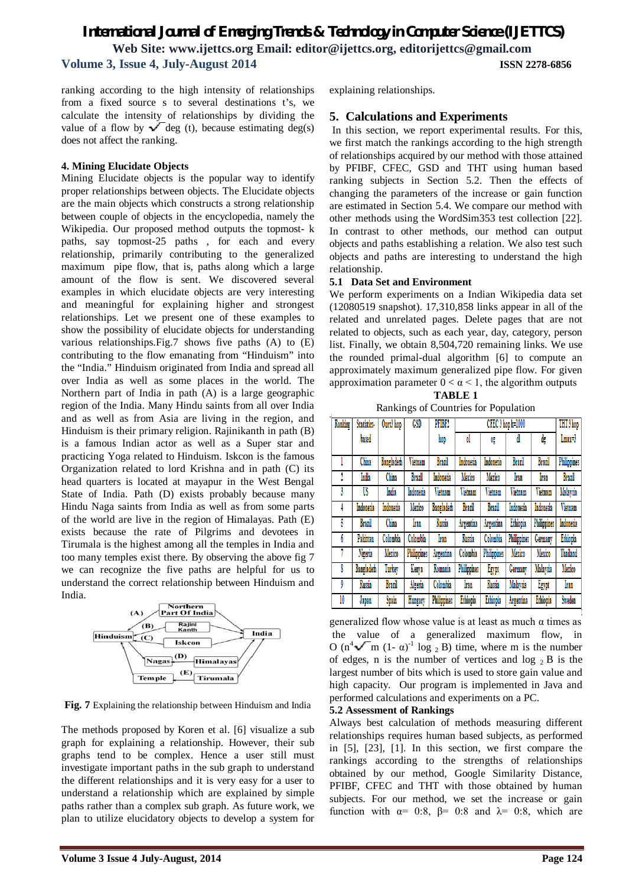ranking according to the high intensity of relationships from a fixed source s to several destinations t's, we calculate the intensity of relationships by dividing the value of a flow by $\sqrt{\deg(t)}$, because estimating deg(s) does not affect the ranking.

#### 4. Mining Elucidate Objects

Mining Elucidate objects is the popular way to identify proper relationships between objects. The Elucidate objects are the main objects which constructs a strong relationship between couple of objects in the encyclopedia, namely the Wikipedia. Our proposed method outputs the topmost- k paths, say topmost-25 paths , for each and every relationship, primarily contributing to the generalized maximum pipe flow, that is, paths along which a large amount of the flow is sent. We discovered several examples in which elucidate objects are very interesting and meaningful for explaining higher and strongest relationships. Let we present one of these examples to show the possibility of elucidate objects for understanding various relationships.Fig.7 shows five paths (A) to (E) contributing to the flow emanating from "Hinduism" into the "India." Hinduism originated from India and spread all over India as well as some places in the world. The Northern part of India in path (A) is a large geographic region of the India. Many Hindu saints from all over India and as well as from Asia are living in the region, and Hinduism is their primary religion. Rajinikanth in path (B) is a famous Indian actor as well as a Super star and practicing Yoga related to Hinduism. Iskcon is the famous Organization related to lord Krishna and in path (C) its head quarters is located at mayapur in the West Bengal State of India. Path (D) exists probably because many Hindu Naga saints from India as well as from some parts of the world are live in the region of Himalayas. Path (E) exists because the rate of Pilgrims and devotees in Tirumala is the highest among all the temples in India and too many temples exist there. By observing the above fig 7 we can recognize the five paths are helpful for us to understand the correct relationship between Hinduism and India.

**Fig. 7** Explaining the relationship between Hinduism and India

The methods proposed by Koren et al. [6] visualize a sub graph for explaining a relationship. However, their sub graphs tend to be complex. Hence a user still must investigate important paths in the sub graph to understand the different relationships and it is very easy for a user to understand a relationship which are explained by simple paths rather than a complex sub graph. As future work, we plan to utilize elucidatory objects to develop a system for explaining relationships.

## 5. Calculations and Experiments

In this section, we report experimental results. For this, we first match the rankings according to the high strength of relationships acquired by our method with those attained by PFIBF, CFEC, GSD and THT using human based ranking subjects in Section 5.2. Then the effects of changing the parameters of the increase or gain function are estimated in Section 5.4. We compare our method with other methods using the WordSim353 test collection [22]. In contrast to other methods, our method can output objects and paths establishing a relation. We also test such objects and paths are interesting to understand the high relationship.

### 5.1 Data Set and Environment

We perform experiments on a Indian Wikipedia data set (12080519 snapshot). 17,310,858 links appear in all of the related and unrelated pages. Delete pages that are not related to objects, such as each year, day, category, person list. Finally, we obtain 8,504,720 remaining links. We use the rounded primal-dual algorithm [6] to compute an approximately maximum generalized pipe flow. For given approximation parameter $0 < \alpha < 1$, the algorithm outputs generalized flow whose value is at least as much α times as the value of a generalized maximum flow, in $O(n^4 \sqrt{m}\,(1-\alpha)^{-1} \log_2 B)$ time, where m is the number of edges, n is the number of vertices and $\log_2 B$ is the largest number of bits which is used to store gain value and high capacity. Our program is implemented in Java and performed calculations and experiments on a PC.

**TABLE 1**

Rankings of Countries for Population

| Ranking | Statistics-based | Ours3 hop | GSD | PFIBF2 hop | CFEC 3 hop k=1000 | | | | THT 3 hop Lmax=3 |
|---|---|---|---|---|---|---|---|---|---|
| | | | | | ol | og | dl | dg | |
| 1 | China | Bangladesh | Vietnam | Brazil | Indonesia | Indonesia | Brazil | Brazil | Philippines |
| 2 | India | China | Brazil | Indonesia | Mexico | Mexico | Iran | Iran | Brazil |
| 3 | US | India | Indonesia | Vietnam | Vietnam | Vietnam | Vietnam | Vietnam | Malaysia |
| 4 | Indonesia | Indonesia | Mexico | Bangladesh | Brazil | Brazil | Indonesia | Indonesia | Vietnam |
| 5 | Brazil | China | Iran | Russia | Argentina | Argentina | Ethiopia | Philippines | Indonesia |
| 6 | Pakistan | Colombia | Colombia | Iran | Russia | Colombia | Philippines | Germany | Ethiopia |
| 7 | Nigeria | Mexico | Philippines | Argentina | Colombia | Philippines | Mexico | Mexico | Thailand |
| 8 | Bangladesh | Turkey | Kenya | Romania | Philippines | Egypt | Germany | Malaysia | Mexico |
| 9 | Russia | Brazil | Algeria | Colombia | Iran | Russia | Malaysia | Egypt | Iran |
| 10 | Japan | Spain | Hungary | Philippines | Ethiopia | Ethiopia | Argentina | Ethiopia | Sweden |

### 5.2 Assessment of Rankings

Always best calculation of methods measuring different relationships requires human based subjects, as performed in [5], [23], [1]. In this section, we first compare the rankings according to the strengths of relationships obtained by our method, Google Similarity Distance, PFIBF, CFEC and THT with those obtained by human subjects. For our method, we set the increase or gain function with α= 0:8, β= 0:8 and λ= 0:8, which are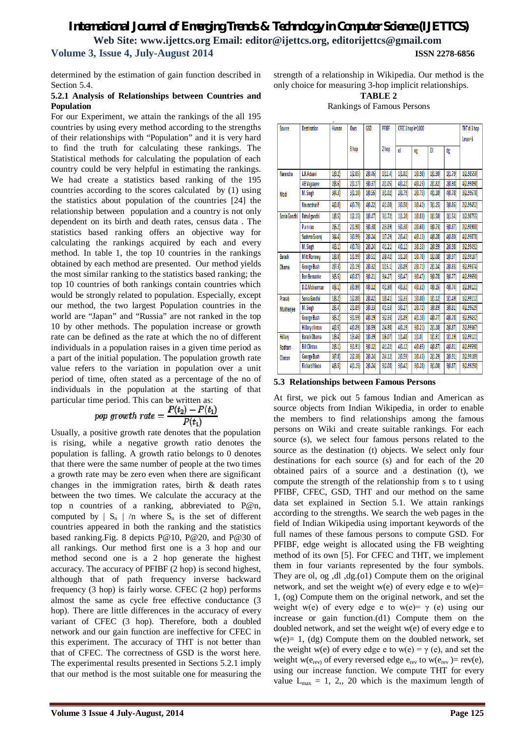determined by the estimation of gain function described in Section 5.4.

#### 5.2.1 Analysis of Relationships between Countries and Population

For our Experiment, we attain the rankings of the all 195 countries by using every method according to the strengths of their relationships with "Population" and it is very hard to find the truth for calculating these rankings. The Statistical methods for calculating the population of each country could be very helpful in estimating the rankings. We had create a statistics based ranking of the 195 countries according to the scores calculated by (1) using the statistics about population of the countries [24] the relationship between population and a country is not only dependent on its birth and death rates, census data . The statistics based ranking offers an objective way for calculating the rankings acquired by each and every method. In table 1, the top 10 countries in the rankings obtained by each method are presented. Our method yields the most similar ranking to the statistics based ranking; the top 10 countries of both rankings contain countries which would be strongly related to population. Especially, except our method, the two largest Population countries in the world are "Japan" and "Russia" are not ranked in the top 10 by other methods. The population increase or growth rate can be defined as the rate at which the no of different individuals in a population raises in a given time period as a part of the initial population. The population growth rate value refers to the variation in population over a unit period of time, often stated as a percentage of the no of individuals in the population at the starting of that particular time period. This can be written as:

$$pop\ growth\ rate = \frac{P(t_2) - P(t_1)}{P(t_1)}$$

Usually, a positive growth rate denotes that the population is rising, while a negative growth ratio denotes the population is falling. A growth ratio belongs to 0 denotes that there were the same number of people at the two times a growth rate may be zero even when there are significant changes in the immigration rates, birth & death rates between the two times. We calculate the accuracy at the top n countries of a ranking, abbreviated to P@n, computed by $|S_n|/n$ where $S_n$ is the set of different countries appeared in both the ranking and the statistics based ranking.Fig. 8 depicts P@10, P@20, and P@30 of all rankings. Our method first one is a 3 hop and our method second one is a 2 hop generate the highest accuracy. The accuracy of PFIBF (2 hop) is second highest, although that of path frequency inverse backward frequency (3 hop) is fairly worse. CFEC (2 hop) performs almost the same as cycle free effective conductance (3 hop). There are little differences in the accuracy of every variant of CFEC (3 hop). Therefore, both a doubled network and our gain function are ineffective for CFEC in this experiment. The accuracy of THT is not better than that of CFEC. The correctness of GSD is the worst here. The experimental results presented in Sections 5.2.1 imply that our method is the most suitable one for measuring the strength of a relationship in Wikipedia. Our method is the only choice for measuring 3-hop implicit relationships.

**TABLE 2**

Rankings of Famous Persons

| Source | Destination | Human | Ours 3 hop | GSD | PFIBF 2 hop | CFEC 3 hop k=1000 ol | og | Dl | dg | THT dl 3 hop Lmax=3 |
|---|---|---|---|---|---|---|---|---|---|---|
| Narendra Modi | L.K.Advani | 1(8.2) | 1(2.03) | 2(0.46) | 1(11.4) | 1(1.02) | 1(0.98) | 1(1.90) | 1(1.79) | 1(2.98550) |
| | AB Vajpayee | 2(6.6) | 2(1.17) | 3(0.37) | 2(1.05) | 4(0.22) | 4(0.23) | 2(1.82) | 2(0.98) | 4(2.89890) |
| | M. Singh | 3(4.3) | 3(1.10) | 1(0.56) | 3(1.02) | 2(0.79) | 2(0.75) | 4(1.10) | 4(0.78) | 3(2.89678) |
| | Nawaz sharif | 4(2.0) | 4(0.79) | 4(0.22) | 4(1.00) | 3(0.50) | 3(0.42) | 3(1.15) | 3(0.86) | 2(2.89452) |
| Sonia Gandhi | Rahul gandhi | 1(8.5) | 1(2.15) | 1(0.47) | 3(1.72) | 1(1.20) | 1(0.83) | 1(1.50) | 1(1.54) | 1(2.98755) |
| | P.v.n rao | 2(6.2) | 2(1.98) | 3(0.38) | 2(3.89) | 3(0.30) | 2(0.60) | 3(0.73) | 3(0.87) | 2(2.88980) |
| | Sushma Swaraj | 3(4.4) | 3(0.99) | 2(0.24) | 1(7.29) | 2(0.43) | 4(0.13) | 4(0.28) | 4(0.80) | 4(2.89878) |
| | M. Singh | 4(3.1) | 4(0.76) | 2(0.24) | 4(1.21) | 4(0.12) | 3(0.33) | 2(0.99) | 2(0.98) | 3(2.99492) |
| Barack Obama | Mitt Romney | 1(8.0) | 1(1.99) | 1(0.51) | 2(8.42) | 1(1.20) | 1(0.78) | 1(2.08) | 1(0.97) | 2(2.99187) |
| | George Bush | 2(7.3) | 2(1.19) | 2(0.32) | 1(15.1) | 2(0.89) | 2(0.71) | 2(1.14) | 2(0.83) | 3(2.99374) |
| | Ben Bernanke | 3(6.5) | 4(0.87) | 3(0.21) | 3(4.27) | 3(0.47) | 3(0.47) | 3(0.78) | 3(0.77) | 4(2.99650) |
| | D.D.Mckiernan | 4(3.1) | 3(0.99) | 4(0.12) | 4(1.90) | 4(0.32) | 4(0.32) | 4(0.15) | 4(0.74) | 1(2.89121) |
| Pranab Mukherjee | Sonia Gandhi | 1(8.2) | 1(2.80) | 2(0.42) | 1(8.41) | 1(2.33) | 1(0.80) | 1(1.12) | 1(1.49) | 1(2.89112) |
| | M. Singh | 2(6.4) | 2(1.89) | 3(0.33) | 4(1.63) | 3(0.27) | 2(0.72) | 3(0.89) | 3(0.81) | 4(2.99629) |
| | George Bush | 3(5.2) | 3(1.59) | 4(0.19) | 3(2.33) | 2(1.89) | 4(1.10) | 4(0.77) | 4(0.78) | 3(2.89432) |
| | Hillary clinton | 4(2.5) | 4(0.89) | 1(0.59) | 2(4.98) | 4(0.19) | 3(0.21) | 2(1.10) | 2(0.87) | 2(2.89367) |
| Hillary Rodham Clinton | Barack Obama | 1(9.4) | 1(3.46) | 1(0.39) | 1(6.07) | 1(1.40) | 1(1.0) | 1(1.91) | 1(1.19) | 1(2.89121) |
| | Bill Clinton | 2(8.1) | 3(1.91) | 3(0.12) | 4(1.22) | 4(0.12) | 4(0.65) | 4(0.87) | 4(0.81) | 4(2.89558) |
| | George Bush | 3(7.8) | 2(2.30) | 2(0.24) | 2(4.12) | 2(0.59) | 2(0.43) | 2(1.29) | 2(0.91) | 2(2.99189) |
| | Richard Nixon | 4(8.5) | 4(1.15) | 2(0.24) | 3(2.08) | 3(0.42) | 3(0.28) | 3(1.00) | 3(0.87) | 3(2.89250) |

### 5.3 Relationships between Famous Persons

At first, we pick out 5 famous Indian and American as source objects from Indian Wikipedia, in order to enable the members to find relationships among the famous persons on Wiki and create suitable rankings. For each source (s), we select four famous persons related to the source as the destination (t) objects. We select only four destinations for each source (s) and for each of the 20 obtained pairs of a source and a destination (t), we compute the strength of the relationship from s to t using PFIBF, CFEC, GSD, THT and our method on the same data set explained in Section 5.1. We attain rankings according to the strengths. We search the web pages in the field of Indian Wikipedia using important keywords of the full names of these famous persons to compute GSD. For PFIBF, edge weight is allocated using the FB weighting method of its own [5]. For CFEC and THT, we implement them in four variants represented by the four symbols. They are ol, og ,dl ,dg.(o1) Compute them on the original network, and set the weight w(e) of every edge e to w(e)= 1, (og) Compute them on the original network, and set the weight w(e) of every edge e to w(e)= γ (e) using our increase or gain function.(d1) Compute them on the doubled network, and set the weight w(e) of every edge e to w(e)= 1, (dg) Compute them on the doubled network, set the weight w(e) of every edge e to w(e) = γ (e), and set the weight $w(e_{rev})$ of every reversed edge $e_{rev}$ to $w(e_{rev})$= rev(e), using our increase function. We compute THT for every value $L_{max}$ = 1, 2,, 20 which is the maximum length of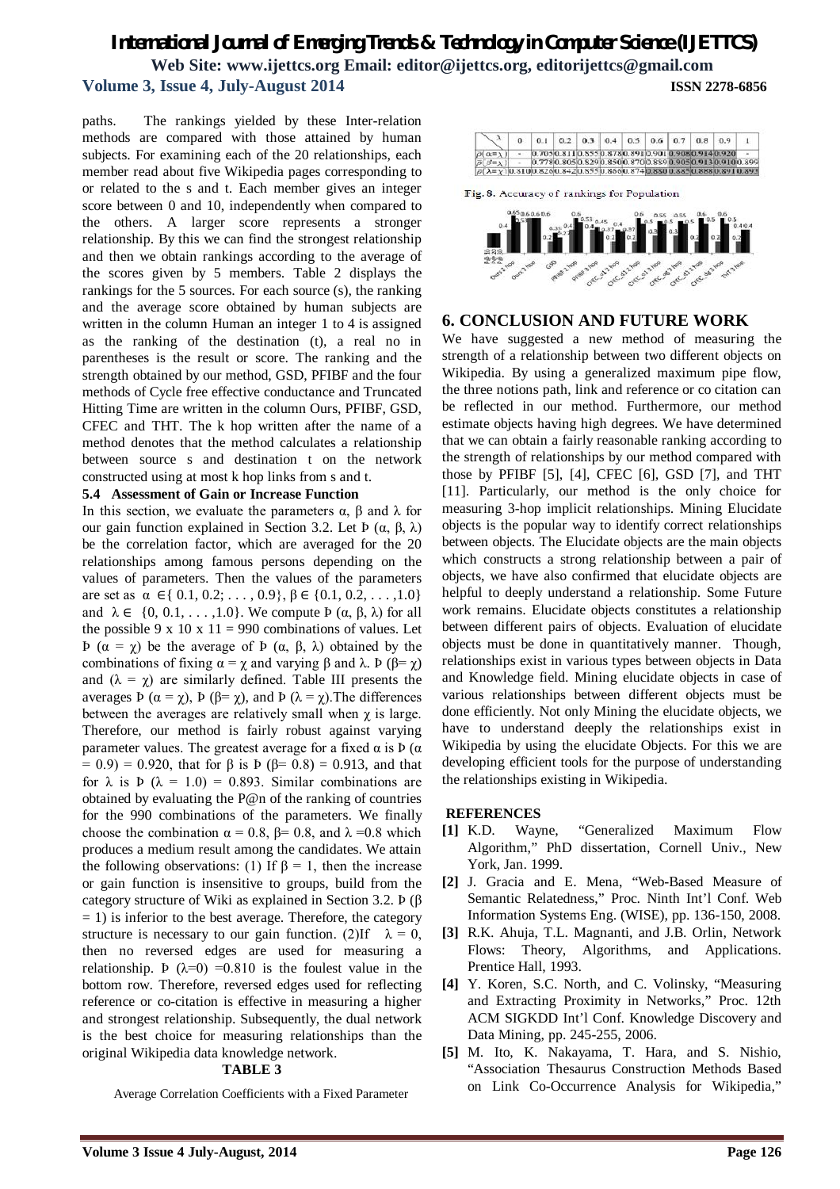paths. The rankings yielded by these Inter-relation methods are compared with those attained by human subjects. For examining each of the 20 relationships, each member read about five Wikipedia pages corresponding to or related to the s and t. Each member gives an integer score between 0 and 10, independently when compared to the others. A larger score represents a stronger relationship. By this we can find the strongest relationship and then we obtain rankings according to the average of the scores given by 5 members. Table 2 displays the rankings for the 5 sources. For each source (s), the ranking and the average score obtained by human subjects are written in the column Human an integer 1 to 4 is assigned as the ranking of the destination (t), a real no in parentheses is the result or score. The ranking and the strength obtained by our method, GSD, PFIBF and the four methods of Cycle free effective conductance and Truncated Hitting Time are written in the column Ours, PFIBF, GSD, CFEC and THT. The k hop written after the name of a method denotes that the method calculates a relationship between source s and destination t on the network constructed using at most k hop links from s and t.

### 5.4 Assessment of Gain or Increase Function

In this section, we evaluate the parameters α, β and λ for our gain function explained in Section 3.2. Let Þ (α, β, λ) be the correlation factor, which are averaged for the 20 relationships among famous persons depending on the values of parameters. Then the values of the parameters are set as $\alpha \in \{0.1, 0.2; \ldots, 0.9\}$, $\beta \in \{0.1, 0.2, \ldots, 1.0\}$ and $\lambda \in \{0, 0.1, \ldots, 1.0\}$. We compute Þ (α, β, λ) for all the possible 9 x 10 x 11 = 990 combinations of values. Let Þ (α = χ) be the average of Þ (α, β, λ) obtained by the combinations of fixing α = χ and varying β and λ. Þ (β= χ) and (λ = χ) are similarly defined. Table III presents the averages Þ (α = χ), Þ (β= χ), and Þ (λ = χ).The differences between the averages are relatively small when χ is large. Therefore, our method is fairly robust against varying parameter values. The greatest average for a fixed α is Þ (α = 0.9) = 0.920, that for β is Þ (β= 0.8) = 0.913, and that for λ is Þ (λ = 1.0) = 0.893. Similar combinations are obtained by evaluating the P@n of the ranking of countries for the 990 combinations of the parameters. We finally choose the combination α = 0.8, β= 0.8, and λ =0.8 which produces a medium result among the candidates. We attain the following observations: (1) If β = 1, then the increase or gain function is insensitive to groups, build from the category structure of Wiki as explained in Section 3.2. Þ (β = 1) is inferior to the best average. Therefore, the category structure is necessary to our gain function. (2)If λ = 0, then no reversed edges are used for measuring a relationship. Þ (λ=0) =0.810 is the foulest value in the bottom row. Therefore, reversed edges used for reflecting reference or co-citation is effective in measuring a higher and strongest relationship. Subsequently, the dual network is the best choice for measuring relationships than the original Wikipedia data knowledge network.

**TABLE 3**

Average Correlation Coefficients with a Fixed Parameter

| χ | 0 | 0.1 | 0.2 | 0.3 | 0.4 | 0.5 | 0.6 | 0.7 | 0.8 | 0.9 | 1 |
|---|---|---|---|---|---|---|---|---|---|---|---|
| Þ(α=χ) | - | 0.705 | 0.811 | 0.855 | 0.878 | 0.891 | 0.901 | 0.908 | 0.914 | 0.920 | - |
| Þ(β=χ) | - | 0.778 | 0.805 | 0.829 | 0.850 | 0.870 | 0.889 | 0.905 | 0.913 | 0.910 | 0.899 |
| Þ(λ=χ) | 0.810 | 0.826 | 0.842 | 0.855 | 0.866 | 0.874 | 0.880 | 0.885 | 0.888 | 0.891 | 0.893 |

Fig. 8. Accuracy of rankings for Population

## 6. CONCLUSION AND FUTURE WORK

We have suggested a new method of measuring the strength of a relationship between two different objects on Wikipedia. By using a generalized maximum pipe flow, the three notions path, link and reference or co citation can be reflected in our method. Furthermore, our method estimate objects having high degrees. We have determined that we can obtain a fairly reasonable ranking according to the strength of relationships by our method compared with those by PFIBF [5], [4], CFEC [6], GSD [7], and THT [11]. Particularly, our method is the only choice for measuring 3-hop implicit relationships. Mining Elucidate objects is the popular way to identify correct relationships between objects. The Elucidate objects are the main objects which constructs a strong relationship between a pair of objects, we have also confirmed that elucidate objects are helpful to deeply understand a relationship. Some Future work remains. Elucidate objects constitutes a relationship between different pairs of objects. Evaluation of elucidate objects must be done in quantitatively manner. Though, relationships exist in various types between objects in Data and Knowledge field. Mining elucidate objects in case of various relationships between different objects must be done efficiently. Not only Mining the elucidate objects, we have to understand deeply the relationships exist in Wikipedia by using the elucidate Objects. For this we are developing efficient tools for the purpose of understanding the relationships existing in Wikipedia.

## REFERENCES

**[1]** K.D. Wayne, "Generalized Maximum Flow Algorithm," PhD dissertation, Cornell Univ., New York, Jan. 1999.

**[2]** J. Gracia and E. Mena, "Web-Based Measure of Semantic Relatedness," Proc. Ninth Int'l Conf. Web Information Systems Eng. (WISE), pp. 136-150, 2008.

**[3]** R.K. Ahuja, T.L. Magnanti, and J.B. Orlin, Network Flows: Theory, Algorithms, and Applications. Prentice Hall, 1993.

**[4]** Y. Koren, S.C. North, and C. Volinsky, "Measuring and Extracting Proximity in Networks," Proc. 12th ACM SIGKDD Int'l Conf. Knowledge Discovery and Data Mining, pp. 245-255, 2006.

**[5]** M. Ito, K. Nakayama, T. Hara, and S. Nishio, "Association Thesaurus Construction Methods Based on Link Co-Occurrence Analysis for Wikipedia,"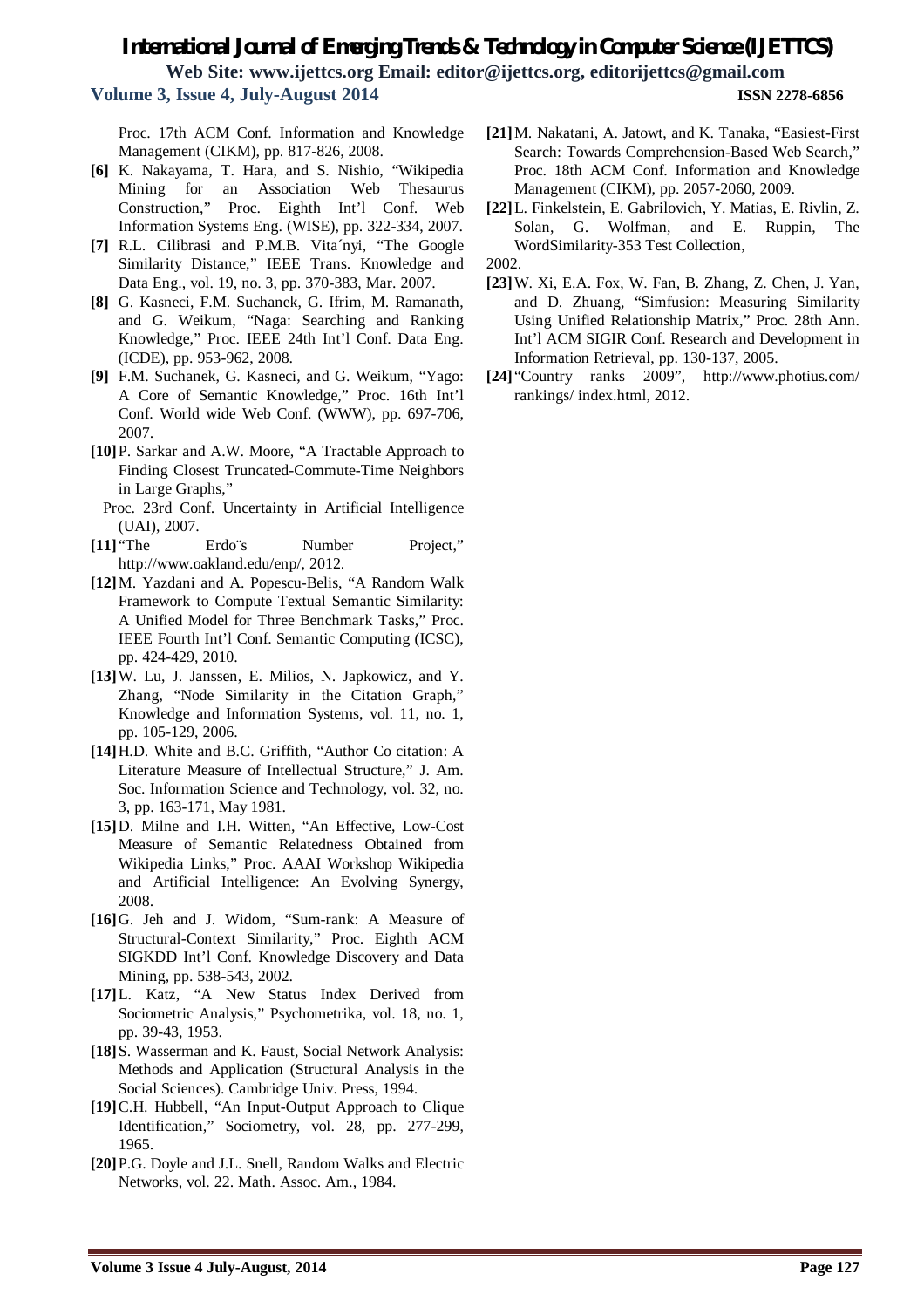Proc. 17th ACM Conf. Information and Knowledge Management (CIKM), pp. 817-826, 2008.

**[6]** K. Nakayama, T. Hara, and S. Nishio, "Wikipedia Mining for an Association Web Thesaurus Construction," Proc. Eighth Int'l Conf. Web Information Systems Eng. (WISE), pp. 322-334, 2007.

**[7]** R.L. Cilibrasi and P.M.B. Vita´nyi, "The Google Similarity Distance," IEEE Trans. Knowledge and Data Eng., vol. 19, no. 3, pp. 370-383, Mar. 2007.

**[8]** G. Kasneci, F.M. Suchanek, G. Ifrim, M. Ramanath, and G. Weikum, "Naga: Searching and Ranking Knowledge," Proc. IEEE 24th Int'l Conf. Data Eng. (ICDE), pp. 953-962, 2008.

**[9]** F.M. Suchanek, G. Kasneci, and G. Weikum, "Yago: A Core of Semantic Knowledge," Proc. 16th Int'l Conf. World wide Web Conf. (WWW), pp. 697-706, 2007.

**[10]** P. Sarkar and A.W. Moore, "A Tractable Approach to Finding Closest Truncated-Commute-Time Neighbors in Large Graphs," Proc. 23rd Conf. Uncertainty in Artificial Intelligence (UAI), 2007.

**[11]** "The Erdo¨s Number Project," http://www.oakland.edu/enp/, 2012.

**[12]** M. Yazdani and A. Popescu-Belis, "A Random Walk Framework to Compute Textual Semantic Similarity: A Unified Model for Three Benchmark Tasks," Proc. IEEE Fourth Int'l Conf. Semantic Computing (ICSC), pp. 424-429, 2010.

**[13]** W. Lu, J. Janssen, E. Milios, N. Japkowicz, and Y. Zhang, "Node Similarity in the Citation Graph," Knowledge and Information Systems, vol. 11, no. 1, pp. 105-129, 2006.

**[14]** H.D. White and B.C. Griffith, "Author Co citation: A Literature Measure of Intellectual Structure," J. Am. Soc. Information Science and Technology, vol. 32, no. 3, pp. 163-171, May 1981.

**[15]** D. Milne and I.H. Witten, "An Effective, Low-Cost Measure of Semantic Relatedness Obtained from Wikipedia Links," Proc. AAAI Workshop Wikipedia and Artificial Intelligence: An Evolving Synergy, 2008.

**[16]** G. Jeh and J. Widom, "Sum-rank: A Measure of Structural-Context Similarity," Proc. Eighth ACM SIGKDD Int'l Conf. Knowledge Discovery and Data Mining, pp. 538-543, 2002.

**[17]** L. Katz, "A New Status Index Derived from Sociometric Analysis," Psychometrika, vol. 18, no. 1, pp. 39-43, 1953.

**[18]** S. Wasserman and K. Faust, Social Network Analysis: Methods and Application (Structural Analysis in the Social Sciences). Cambridge Univ. Press, 1994.

**[19]** C.H. Hubbell, "An Input-Output Approach to Clique Identification," Sociometry, vol. 28, pp. 277-299, 1965.

**[20]** P.G. Doyle and J.L. Snell, Random Walks and Electric Networks, vol. 22. Math. Assoc. Am., 1984.

**[21]** M. Nakatani, A. Jatowt, and K. Tanaka, "Easiest-First Search: Towards Comprehension-Based Web Search," Proc. 18th ACM Conf. Information and Knowledge Management (CIKM), pp. 2057-2060, 2009.

**[22]** L. Finkelstein, E. Gabrilovich, Y. Matias, E. Rivlin, Z. Solan, G. Wolfman, and E. Ruppin, The WordSimilarity-353 Test Collection, 2002.

**[23]** W. Xi, E.A. Fox, W. Fan, B. Zhang, Z. Chen, J. Yan, and D. Zhuang, "Simfusion: Measuring Similarity Using Unified Relationship Matrix," Proc. 28th Ann. Int'l ACM SIGIR Conf. Research and Development in Information Retrieval, pp. 130-137, 2005.

**[24]** "Country ranks 2009", http://www.photius.com/ rankings/ index.html, 2012.